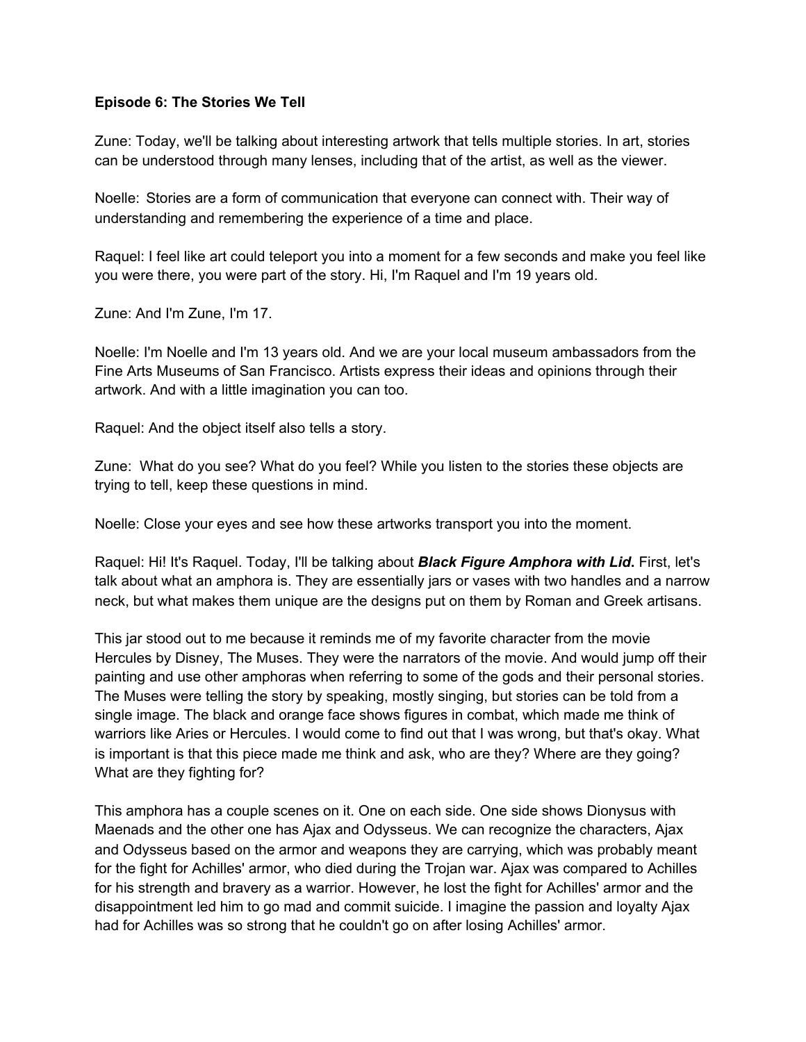**Episode 6: The Stories We Tell**

Zune: Today, we'll be talking about interesting artwork that tells multiple stories. In art, stories can be understood through many lenses, including that of the artist, as well as the viewer.

Noelle: Stories are a form of communication that everyone can connect with. Their way of understanding and remembering the experience of a time and place.

Raquel: I feel like art could teleport you into a moment for a few seconds and make you feel like you were there, you were part of the story. Hi, I'm Raquel and I'm 19 years old.

Zune: And I'm Zune, I'm 17.

Noelle: I'm Noelle and I'm 13 years old. And we are your local museum ambassadors from the Fine Arts Museums of San Francisco. Artists express their ideas and opinions through their artwork. And with a little imagination you can too.

Raquel: And the object itself also tells a story.

Zune: What do you see? What do you feel? While you listen to the stories these objects are trying to tell, keep these questions in mind.

Noelle: Close your eyes and see how these artworks transport you into the moment.

Raquel: Hi! It's Raquel. Today, I'll be talking about ***Black Figure Amphora with Lid.*** First, let's talk about what an amphora is. They are essentially jars or vases with two handles and a narrow neck, but what makes them unique are the designs put on them by Roman and Greek artisans.

This jar stood out to me because it reminds me of my favorite character from the movie Hercules by Disney, The Muses. They were the narrators of the movie. And would jump off their painting and use other amphoras when referring to some of the gods and their personal stories. The Muses were telling the story by speaking, mostly singing, but stories can be told from a single image. The black and orange face shows figures in combat, which made me think of warriors like Aries or Hercules. I would come to find out that I was wrong, but that's okay. What is important is that this piece made me think and ask, who are they? Where are they going? What are they fighting for?

This amphora has a couple scenes on it. One on each side. One side shows Dionysus with Maenads and the other one has Ajax and Odysseus. We can recognize the characters, Ajax and Odysseus based on the armor and weapons they are carrying, which was probably meant for the fight for Achilles' armor, who died during the Trojan war. Ajax was compared to Achilles for his strength and bravery as a warrior. However, he lost the fight for Achilles' armor and the disappointment led him to go mad and commit suicide. I imagine the passion and loyalty Ajax had for Achilles was so strong that he couldn't go on after losing Achilles' armor.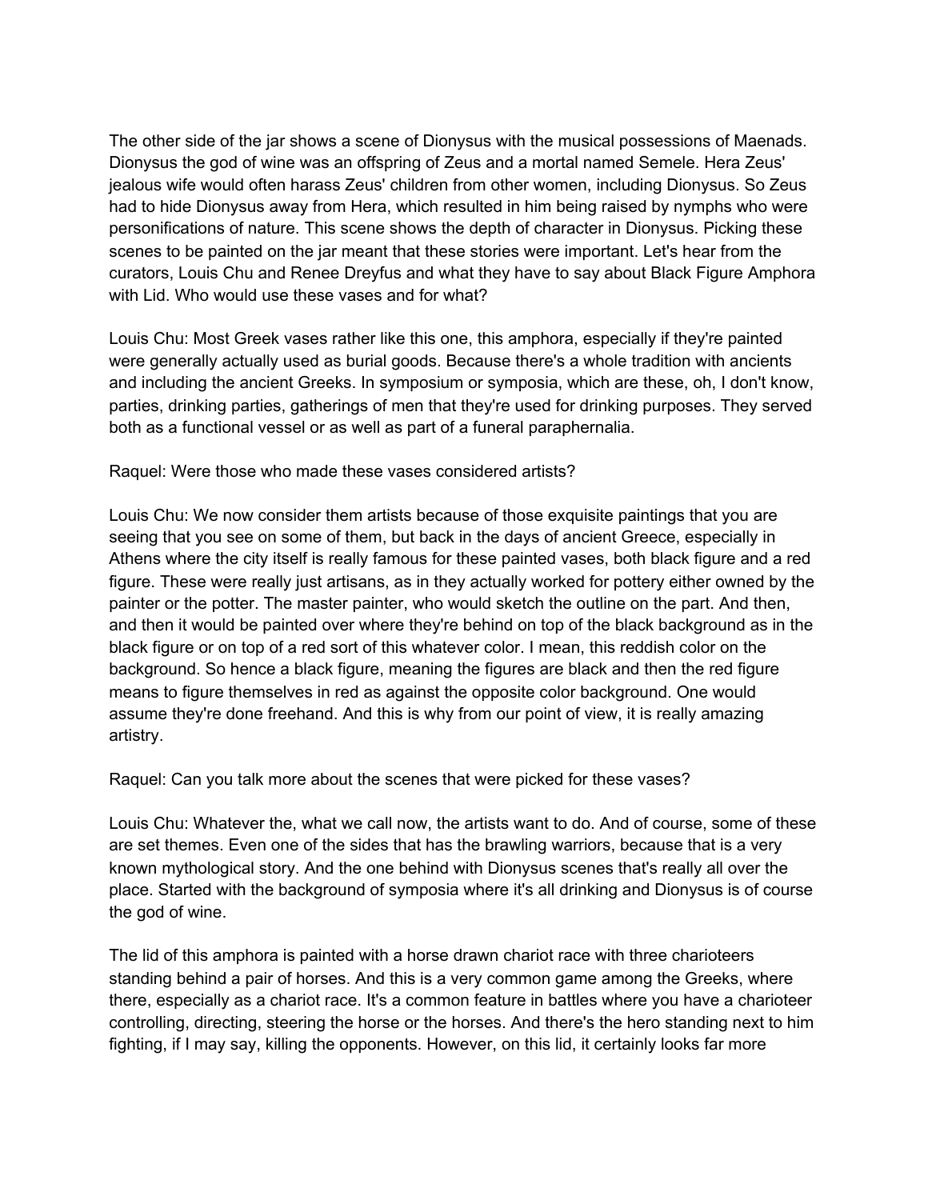The other side of the jar shows a scene of Dionysus with the musical possessions of Maenads. Dionysus the god of wine was an offspring of Zeus and a mortal named Semele. Hera Zeus' jealous wife would often harass Zeus' children from other women, including Dionysus. So Zeus had to hide Dionysus away from Hera, which resulted in him being raised by nymphs who were personifications of nature. This scene shows the depth of character in Dionysus. Picking these scenes to be painted on the jar meant that these stories were important. Let's hear from the curators, Louis Chu and Renee Dreyfus and what they have to say about Black Figure Amphora with Lid. Who would use these vases and for what?

Louis Chu: Most Greek vases rather like this one, this amphora, especially if they're painted were generally actually used as burial goods. Because there's a whole tradition with ancients and including the ancient Greeks. In symposium or symposia, which are these, oh, I don't know, parties, drinking parties, gatherings of men that they're used for drinking purposes. They served both as a functional vessel or as well as part of a funeral paraphernalia.

Raquel: Were those who made these vases considered artists?

Louis Chu: We now consider them artists because of those exquisite paintings that you are seeing that you see on some of them, but back in the days of ancient Greece, especially in Athens where the city itself is really famous for these painted vases, both black figure and a red figure. These were really just artisans, as in they actually worked for pottery either owned by the painter or the potter. The master painter, who would sketch the outline on the part. And then, and then it would be painted over where they're behind on top of the black background as in the black figure or on top of a red sort of this whatever color. I mean, this reddish color on the background. So hence a black figure, meaning the figures are black and then the red figure means to figure themselves in red as against the opposite color background. One would assume they're done freehand. And this is why from our point of view, it is really amazing artistry.

Raquel: Can you talk more about the scenes that were picked for these vases?

Louis Chu: Whatever the, what we call now, the artists want to do. And of course, some of these are set themes. Even one of the sides that has the brawling warriors, because that is a very known mythological story. And the one behind with Dionysus scenes that's really all over the place. Started with the background of symposia where it's all drinking and Dionysus is of course the god of wine.

The lid of this amphora is painted with a horse drawn chariot race with three charioteers standing behind a pair of horses. And this is a very common game among the Greeks, where there, especially as a chariot race. It's a common feature in battles where you have a charioteer controlling, directing, steering the horse or the horses. And there's the hero standing next to him fighting, if I may say, killing the opponents. However, on this lid, it certainly looks far more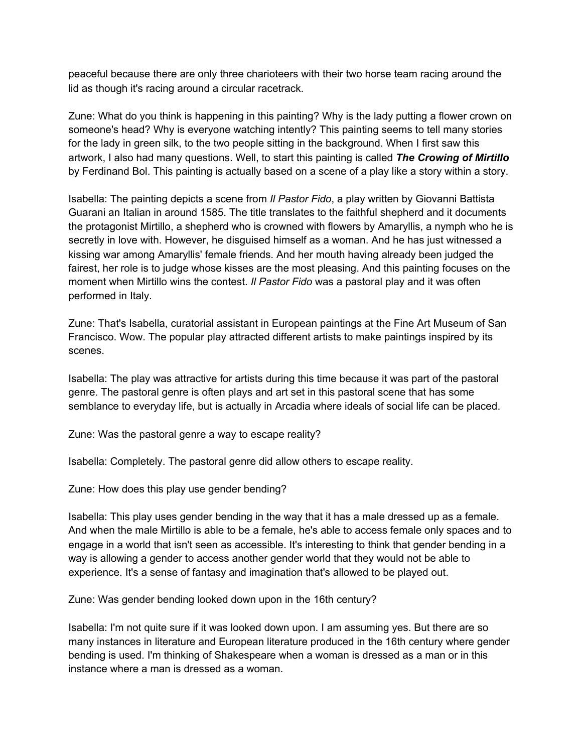peaceful because there are only three charioteers with their two horse team racing around the lid as though it's racing around a circular racetrack.

Zune: What do you think is happening in this painting? Why is the lady putting a flower crown on someone's head? Why is everyone watching intently? This painting seems to tell many stories for the lady in green silk, to the two people sitting in the background. When I first saw this artwork, I also had many questions. Well, to start this painting is called ***The Crowing of Mirtillo*** by Ferdinand Bol. This painting is actually based on a scene of a play like a story within a story.

Isabella: The painting depicts a scene from *Il Pastor Fido*, a play written by Giovanni Battista Guarani an Italian in around 1585. The title translates to the faithful shepherd and it documents the protagonist Mirtillo, a shepherd who is crowned with flowers by Amaryllis, a nymph who he is secretly in love with. However, he disguised himself as a woman. And he has just witnessed a kissing war among Amaryllis' female friends. And her mouth having already been judged the fairest, her role is to judge whose kisses are the most pleasing. And this painting focuses on the moment when Mirtillo wins the contest. *Il Pastor Fido* was a pastoral play and it was often performed in Italy.

Zune: That's Isabella, curatorial assistant in European paintings at the Fine Art Museum of San Francisco. Wow. The popular play attracted different artists to make paintings inspired by its scenes.

Isabella: The play was attractive for artists during this time because it was part of the pastoral genre. The pastoral genre is often plays and art set in this pastoral scene that has some semblance to everyday life, but is actually in Arcadia where ideals of social life can be placed.

Zune: Was the pastoral genre a way to escape reality?

Isabella: Completely. The pastoral genre did allow others to escape reality.

Zune: How does this play use gender bending?

Isabella: This play uses gender bending in the way that it has a male dressed up as a female. And when the male Mirtillo is able to be a female, he's able to access female only spaces and to engage in a world that isn't seen as accessible. It's interesting to think that gender bending in a way is allowing a gender to access another gender world that they would not be able to experience. It's a sense of fantasy and imagination that's allowed to be played out.

Zune: Was gender bending looked down upon in the 16th century?

Isabella: I'm not quite sure if it was looked down upon. I am assuming yes. But there are so many instances in literature and European literature produced in the 16th century where gender bending is used. I'm thinking of Shakespeare when a woman is dressed as a man or in this instance where a man is dressed as a woman.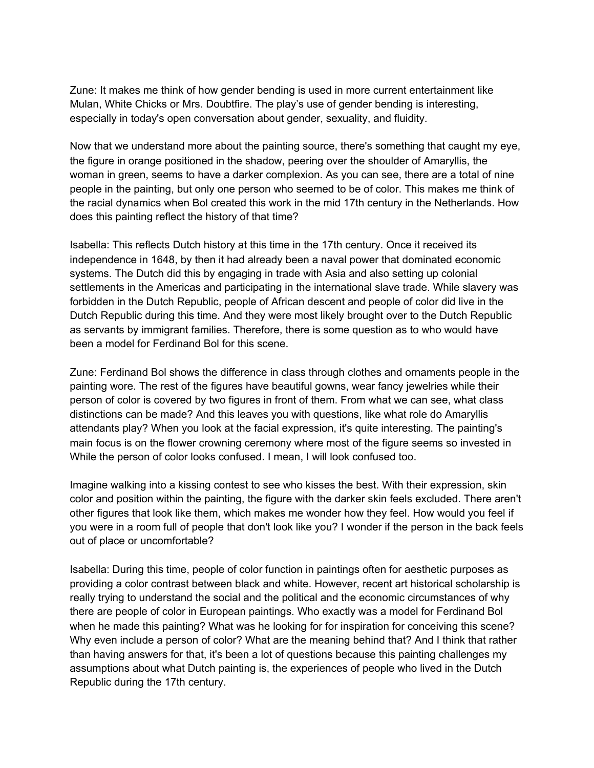Zune: It makes me think of how gender bending is used in more current entertainment like Mulan, White Chicks or Mrs. Doubtfire. The play's use of gender bending is interesting, especially in today's open conversation about gender, sexuality, and fluidity.

Now that we understand more about the painting source, there's something that caught my eye, the figure in orange positioned in the shadow, peering over the shoulder of Amaryllis, the woman in green, seems to have a darker complexion. As you can see, there are a total of nine people in the painting, but only one person who seemed to be of color. This makes me think of the racial dynamics when Bol created this work in the mid 17th century in the Netherlands. How does this painting reflect the history of that time?

Isabella: This reflects Dutch history at this time in the 17th century. Once it received its independence in 1648, by then it had already been a naval power that dominated economic systems. The Dutch did this by engaging in trade with Asia and also setting up colonial settlements in the Americas and participating in the international slave trade. While slavery was forbidden in the Dutch Republic, people of African descent and people of color did live in the Dutch Republic during this time. And they were most likely brought over to the Dutch Republic as servants by immigrant families. Therefore, there is some question as to who would have been a model for Ferdinand Bol for this scene.

Zune: Ferdinand Bol shows the difference in class through clothes and ornaments people in the painting wore. The rest of the figures have beautiful gowns, wear fancy jewelries while their person of color is covered by two figures in front of them. From what we can see, what class distinctions can be made? And this leaves you with questions, like what role do Amaryllis attendants play? When you look at the facial expression, it's quite interesting. The painting's main focus is on the flower crowning ceremony where most of the figure seems so invested in While the person of color looks confused. I mean, I will look confused too.

Imagine walking into a kissing contest to see who kisses the best. With their expression, skin color and position within the painting, the figure with the darker skin feels excluded. There aren't other figures that look like them, which makes me wonder how they feel. How would you feel if you were in a room full of people that don't look like you? I wonder if the person in the back feels out of place or uncomfortable?

Isabella: During this time, people of color function in paintings often for aesthetic purposes as providing a color contrast between black and white. However, recent art historical scholarship is really trying to understand the social and the political and the economic circumstances of why there are people of color in European paintings. Who exactly was a model for Ferdinand Bol when he made this painting? What was he looking for for inspiration for conceiving this scene? Why even include a person of color? What are the meaning behind that? And I think that rather than having answers for that, it's been a lot of questions because this painting challenges my assumptions about what Dutch painting is, the experiences of people who lived in the Dutch Republic during the 17th century.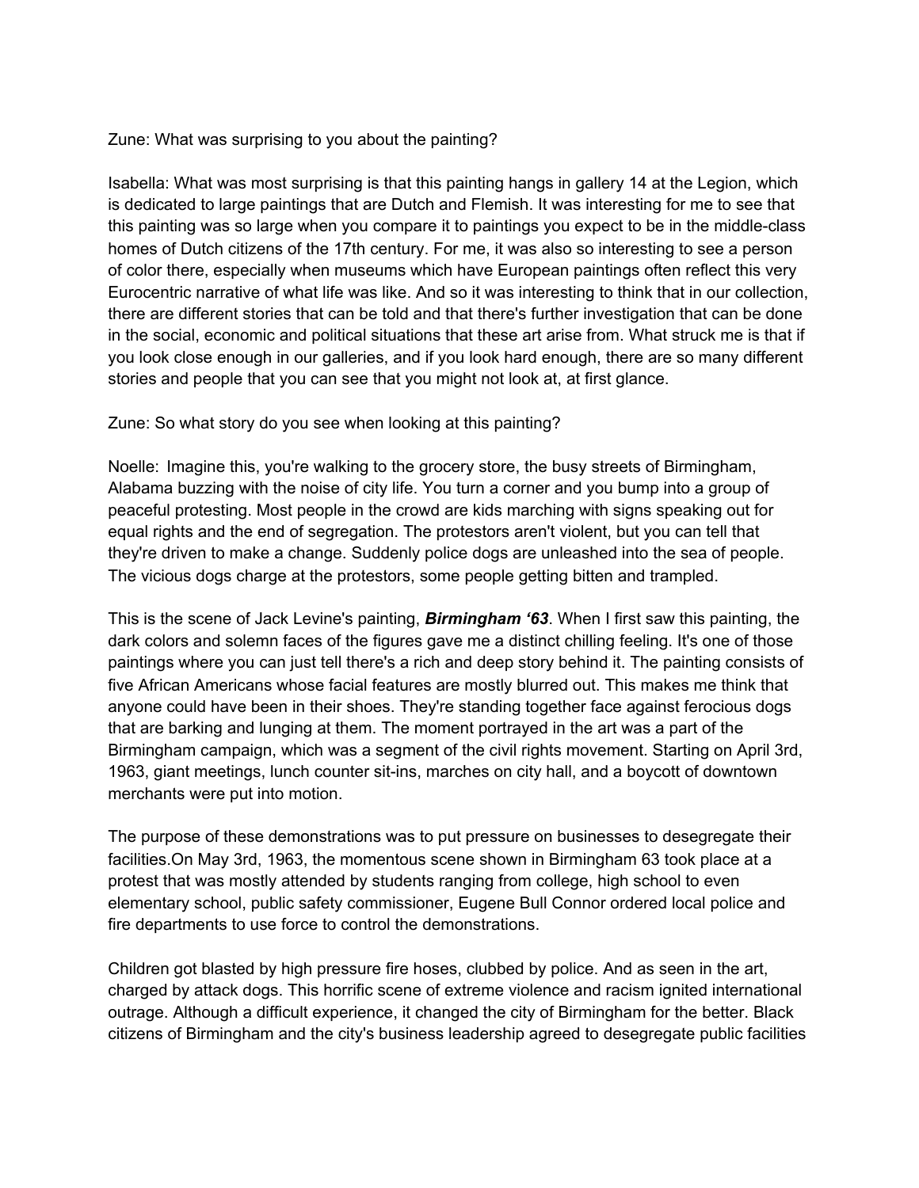Zune: What was surprising to you about the painting?

Isabella: What was most surprising is that this painting hangs in gallery 14 at the Legion, which is dedicated to large paintings that are Dutch and Flemish. It was interesting for me to see that this painting was so large when you compare it to paintings you expect to be in the middle-class homes of Dutch citizens of the 17th century. For me, it was also so interesting to see a person of color there, especially when museums which have European paintings often reflect this very Eurocentric narrative of what life was like. And so it was interesting to think that in our collection, there are different stories that can be told and that there's further investigation that can be done in the social, economic and political situations that these art arise from. What struck me is that if you look close enough in our galleries, and if you look hard enough, there are so many different stories and people that you can see that you might not look at, at first glance.

Zune: So what story do you see when looking at this painting?

Noelle: Imagine this, you're walking to the grocery store, the busy streets of Birmingham, Alabama buzzing with the noise of city life. You turn a corner and you bump into a group of peaceful protesting. Most people in the crowd are kids marching with signs speaking out for equal rights and the end of segregation. The protestors aren't violent, but you can tell that they're driven to make a change. Suddenly police dogs are unleashed into the sea of people. The vicious dogs charge at the protestors, some people getting bitten and trampled.

This is the scene of Jack Levine's painting, ***Birmingham '63***. When I first saw this painting, the dark colors and solemn faces of the figures gave me a distinct chilling feeling. It's one of those paintings where you can just tell there's a rich and deep story behind it. The painting consists of five African Americans whose facial features are mostly blurred out. This makes me think that anyone could have been in their shoes. They're standing together face against ferocious dogs that are barking and lunging at them. The moment portrayed in the art was a part of the Birmingham campaign, which was a segment of the civil rights movement. Starting on April 3rd, 1963, giant meetings, lunch counter sit-ins, marches on city hall, and a boycott of downtown merchants were put into motion.

The purpose of these demonstrations was to put pressure on businesses to desegregate their facilities.On May 3rd, 1963, the momentous scene shown in Birmingham 63 took place at a protest that was mostly attended by students ranging from college, high school to even elementary school, public safety commissioner, Eugene Bull Connor ordered local police and fire departments to use force to control the demonstrations.

Children got blasted by high pressure fire hoses, clubbed by police. And as seen in the art, charged by attack dogs. This horrific scene of extreme violence and racism ignited international outrage. Although a difficult experience, it changed the city of Birmingham for the better. Black citizens of Birmingham and the city's business leadership agreed to desegregate public facilities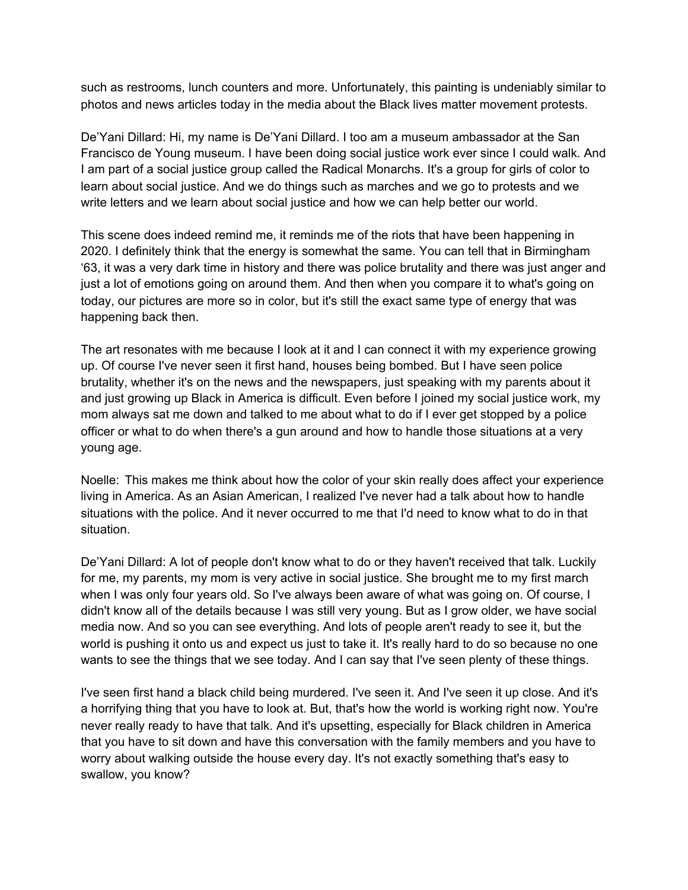such as restrooms, lunch counters and more. Unfortunately, this painting is undeniably similar to photos and news articles today in the media about the Black lives matter movement protests.

De'Yani Dillard: Hi, my name is De'Yani Dillard. I too am a museum ambassador at the San Francisco de Young museum. I have been doing social justice work ever since I could walk. And I am part of a social justice group called the Radical Monarchs. It's a group for girls of color to learn about social justice. And we do things such as marches and we go to protests and we write letters and we learn about social justice and how we can help better our world.

This scene does indeed remind me, it reminds me of the riots that have been happening in 2020. I definitely think that the energy is somewhat the same. You can tell that in Birmingham '63, it was a very dark time in history and there was police brutality and there was just anger and just a lot of emotions going on around them. And then when you compare it to what's going on today, our pictures are more so in color, but it's still the exact same type of energy that was happening back then.

The art resonates with me because I look at it and I can connect it with my experience growing up. Of course I've never seen it first hand, houses being bombed. But I have seen police brutality, whether it's on the news and the newspapers, just speaking with my parents about it and just growing up Black in America is difficult. Even before I joined my social justice work, my mom always sat me down and talked to me about what to do if I ever get stopped by a police officer or what to do when there's a gun around and how to handle those situations at a very young age.

Noelle: This makes me think about how the color of your skin really does affect your experience living in America. As an Asian American, I realized I've never had a talk about how to handle situations with the police. And it never occurred to me that I'd need to know what to do in that situation.

De'Yani Dillard: A lot of people don't know what to do or they haven't received that talk. Luckily for me, my parents, my mom is very active in social justice. She brought me to my first march when I was only four years old. So I've always been aware of what was going on. Of course, I didn't know all of the details because I was still very young. But as I grow older, we have social media now. And so you can see everything. And lots of people aren't ready to see it, but the world is pushing it onto us and expect us just to take it. It's really hard to do so because no one wants to see the things that we see today. And I can say that I've seen plenty of these things.

I've seen first hand a black child being murdered. I've seen it. And I've seen it up close. And it's a horrifying thing that you have to look at. But, that's how the world is working right now. You're never really ready to have that talk. And it's upsetting, especially for Black children in America that you have to sit down and have this conversation with the family members and you have to worry about walking outside the house every day. It's not exactly something that's easy to swallow, you know?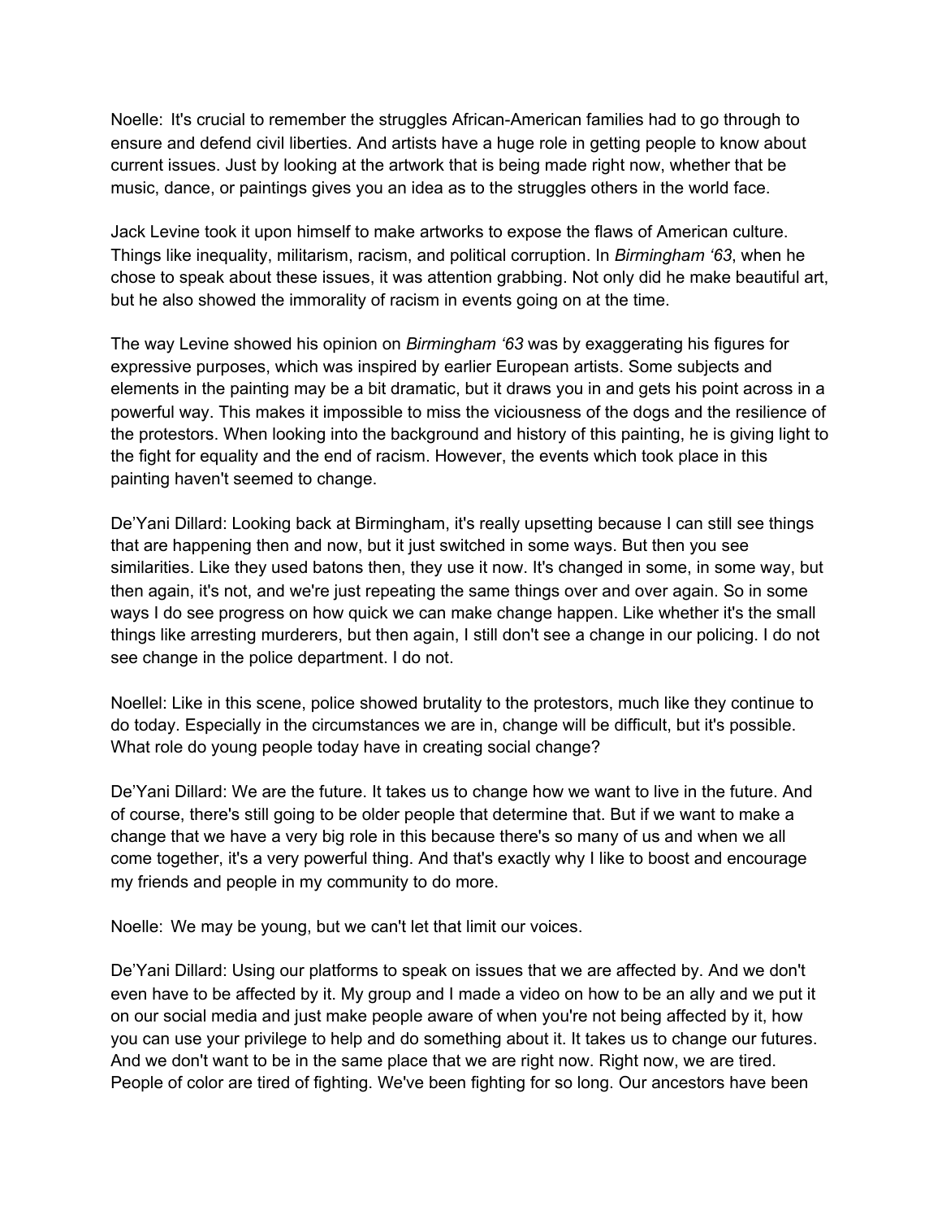Noelle: It's crucial to remember the struggles African-American families had to go through to ensure and defend civil liberties. And artists have a huge role in getting people to know about current issues. Just by looking at the artwork that is being made right now, whether that be music, dance, or paintings gives you an idea as to the struggles others in the world face.

Jack Levine took it upon himself to make artworks to expose the flaws of American culture. Things like inequality, militarism, racism, and political corruption. In *Birmingham '63*, when he chose to speak about these issues, it was attention grabbing. Not only did he make beautiful art, but he also showed the immorality of racism in events going on at the time.

The way Levine showed his opinion on *Birmingham '63* was by exaggerating his figures for expressive purposes, which was inspired by earlier European artists. Some subjects and elements in the painting may be a bit dramatic, but it draws you in and gets his point across in a powerful way. This makes it impossible to miss the viciousness of the dogs and the resilience of the protestors. When looking into the background and history of this painting, he is giving light to the fight for equality and the end of racism. However, the events which took place in this painting haven't seemed to change.

De'Yani Dillard: Looking back at Birmingham, it's really upsetting because I can still see things that are happening then and now, but it just switched in some ways. But then you see similarities. Like they used batons then, they use it now. It's changed in some, in some way, but then again, it's not, and we're just repeating the same things over and over again. So in some ways I do see progress on how quick we can make change happen. Like whether it's the small things like arresting murderers, but then again, I still don't see a change in our policing. I do not see change in the police department. I do not.

Noellel: Like in this scene, police showed brutality to the protestors, much like they continue to do today. Especially in the circumstances we are in, change will be difficult, but it's possible. What role do young people today have in creating social change?

De'Yani Dillard: We are the future. It takes us to change how we want to live in the future. And of course, there's still going to be older people that determine that. But if we want to make a change that we have a very big role in this because there's so many of us and when we all come together, it's a very powerful thing. And that's exactly why I like to boost and encourage my friends and people in my community to do more.

Noelle: We may be young, but we can't let that limit our voices.

De'Yani Dillard: Using our platforms to speak on issues that we are affected by. And we don't even have to be affected by it. My group and I made a video on how to be an ally and we put it on our social media and just make people aware of when you're not being affected by it, how you can use your privilege to help and do something about it. It takes us to change our futures. And we don't want to be in the same place that we are right now. Right now, we are tired. People of color are tired of fighting. We've been fighting for so long. Our ancestors have been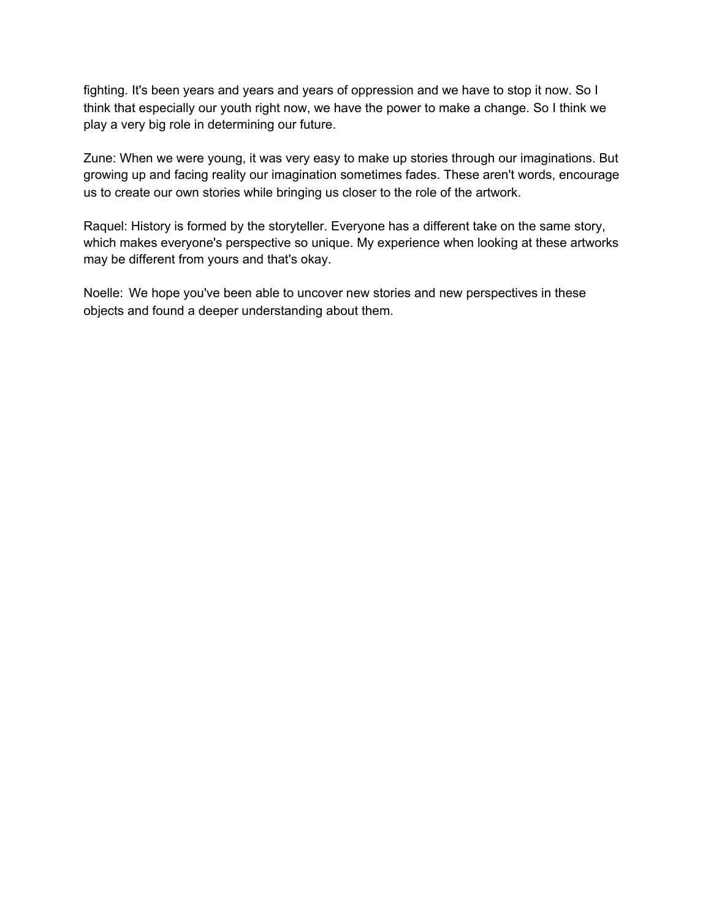fighting. It's been years and years and years of oppression and we have to stop it now. So I think that especially our youth right now, we have the power to make a change. So I think we play a very big role in determining our future.

Zune: When we were young, it was very easy to make up stories through our imaginations. But growing up and facing reality our imagination sometimes fades. These aren't words, encourage us to create our own stories while bringing us closer to the role of the artwork.

Raquel: History is formed by the storyteller. Everyone has a different take on the same story, which makes everyone's perspective so unique. My experience when looking at these artworks may be different from yours and that's okay.

Noelle: We hope you've been able to uncover new stories and new perspectives in these objects and found a deeper understanding about them.